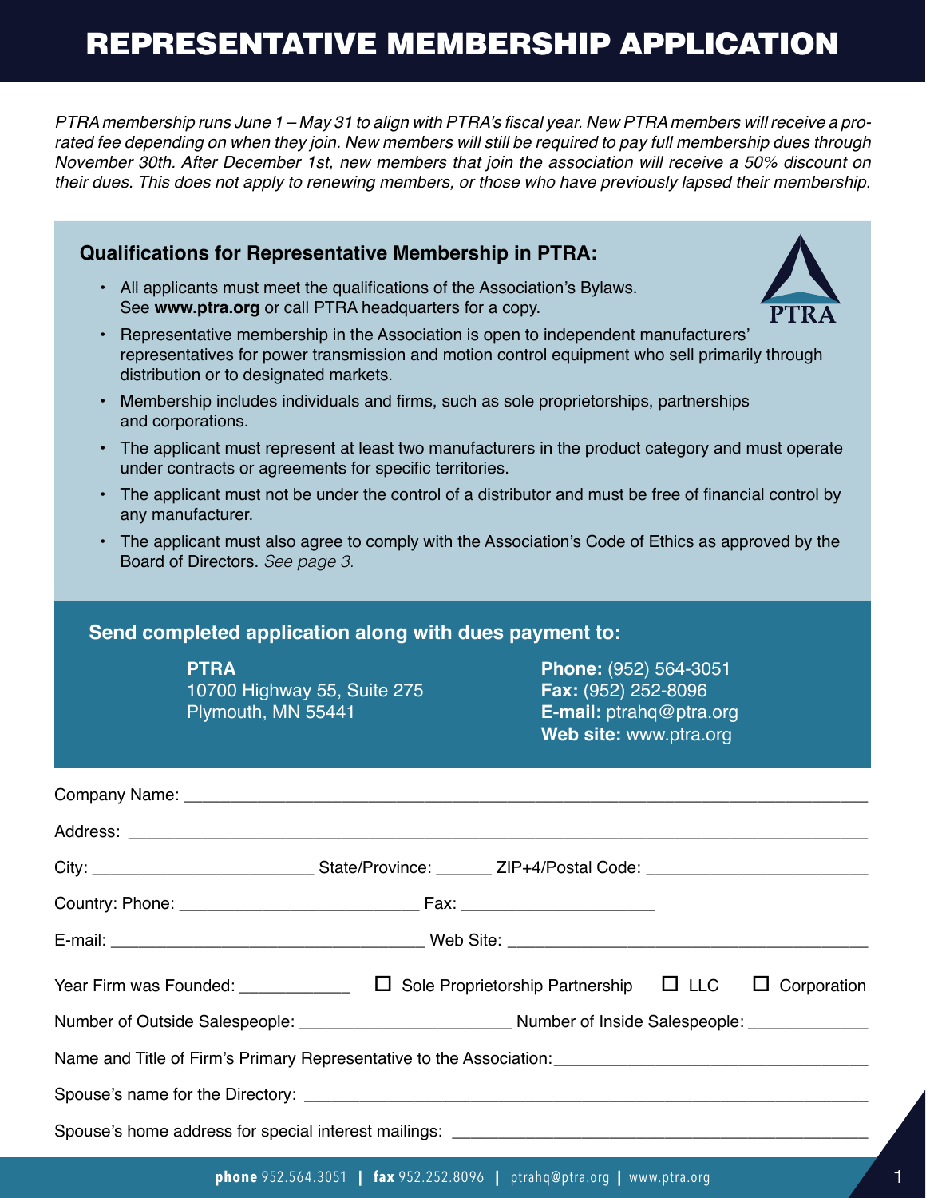# REPRESENTATIVE MEMBERSHIP APPLICATION

*PTRA membership runs June 1 – May 31 to align with PTRA's fiscal year. New PTRA members will receive a pro-rated fee depending on when they join. New members will still be required to pay full membership dues through November 30th. After December 1st, new members that join the association will receive a 50% discount on their dues. This does not apply to renewing members, or those who have previously lapsed their membership.*

### Qualifications for Representative Membership in PTRA:

- All applicants must meet the qualifications of the Association's Bylaws. See **www.ptra.org** or call PTRA headquarters for a copy.
- Representative membership in the Association is open to independent manufacturers' representatives for power transmission and motion control equipment who sell primarily through distribution or to designated markets.
- Membership includes individuals and firms, such as sole proprietorships, partnerships and corporations.
- The applicant must represent at least two manufacturers in the product category and must operate under contracts or agreements for specific territories.
- The applicant must not be under the control of a distributor and must be free of financial control by any manufacturer.
- The applicant must also agree to comply with the Association's Code of Ethics as approved by the Board of Directors. *See page 3.*

### Send completed application along with dues payment to:

**PTRA**
10700 Highway 55, Suite 275
Plymouth, MN 55441

**Phone:** (952) 564-3051
**Fax:** (952) 252-8096
**E-mail:** ptrahq@ptra.org
**Web site:** www.ptra.org

Company Name: ____________________________________________

Address: ____________________________________________

City: ________________ State/Province: ______ ZIP+4/Postal Code: ________________

Country: Phone: ________________ Fax: ________________

E-mail: ________________________ Web Site: ________________________

Year Firm was Founded: __________ ☐ Sole Proprietorship Partnership ☐ LLC ☐ Corporation

Number of Outside Salespeople: ________________ Number of Inside Salespeople: __________

Name and Title of Firm's Primary Representative to the Association: ________________________

Spouse's name for the Directory: ____________________________________________

Spouse's home address for special interest mailings: ________________________________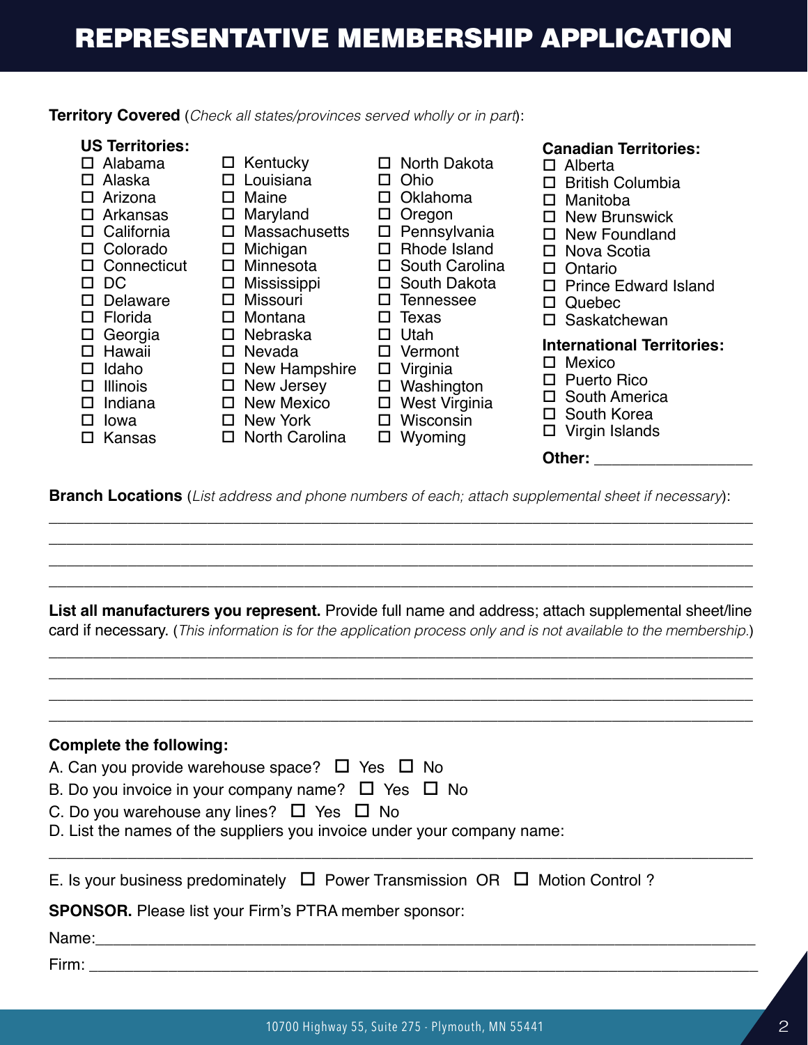# REPRESENTATIVE MEMBERSHIP APPLICATION

**Territory Covered** (*Check all states/provinces served wholly or in part*):

**US Territories:**

- ☐ Alabama
- ☐ Alaska
- ☐ Arizona
- ☐ Arkansas
- ☐ California
- ☐ Colorado
- ☐ Connecticut
- ☐ DC
- ☐ Delaware
- ☐ Florida
- ☐ Georgia
- ☐ Hawaii
- ☐ Idaho
- ☐ Illinois
- ☐ Indiana
- ☐ Iowa
- ☐ Kansas
- ☐ Kentucky
- ☐ Louisiana
- ☐ Maine
- ☐ Maryland
- ☐ Massachusetts
- ☐ Michigan
- ☐ Minnesota
- ☐ Mississippi
- ☐ Missouri
- ☐ Montana
- ☐ Nebraska
- ☐ Nevada
- ☐ New Hampshire
- ☐ New Jersey
- ☐ New Mexico
- ☐ New York
- ☐ North Carolina
- ☐ North Dakota
- ☐ Ohio
- ☐ Oklahoma
- ☐ Oregon
- ☐ Pennsylvania
- ☐ Rhode Island
- ☐ South Carolina
- ☐ South Dakota
- ☐ Tennessee
- ☐ Texas
- ☐ Utah
- ☐ Vermont
- ☐ Virginia
- ☐ Washington
- ☐ West Virginia
- ☐ Wisconsin
- ☐ Wyoming

**Canadian Territories:**

- ☐ Alberta
- ☐ British Columbia
- ☐ Manitoba
- ☐ New Brunswick
- ☐ New Foundland
- ☐ Nova Scotia
- ☐ Ontario
- ☐ Prince Edward Island
- ☐ Quebec
- ☐ Saskatchewan

**International Territories:**

- ☐ Mexico
- ☐ Puerto Rico
- ☐ South America
- ☐ South Korea
- ☐ Virgin Islands

**Other:** ___________________

**Branch Locations** (*List address and phone numbers of each; attach supplemental sheet if necessary*):

______________________________________________________________________________

______________________________________________________________________________

______________________________________________________________________________

______________________________________________________________________________

**List all manufacturers you represent.** Provide full name and address; attach supplemental sheet/line card if necessary. (*This information is for the application process only and is not available to the membership.*)

______________________________________________________________________________

______________________________________________________________________________

______________________________________________________________________________

______________________________________________________________________________

**Complete the following:**

A. Can you provide warehouse space? ☐ Yes ☐ No

B. Do you invoice in your company name? ☐ Yes ☐ No

C. Do you warehouse any lines? ☐ Yes ☐ No

D. List the names of the suppliers you invoice under your company name:

______________________________________________________________________________

E. Is your business predominately ☐ Power Transmission OR ☐ Motion Control ?

**SPONSOR.** Please list your Firm's PTRA member sponsor:

Name:_________________________________________________________________________

Firm: _________________________________________________________________________

10700 Highway 55, Suite 275 - Plymouth, MN 55441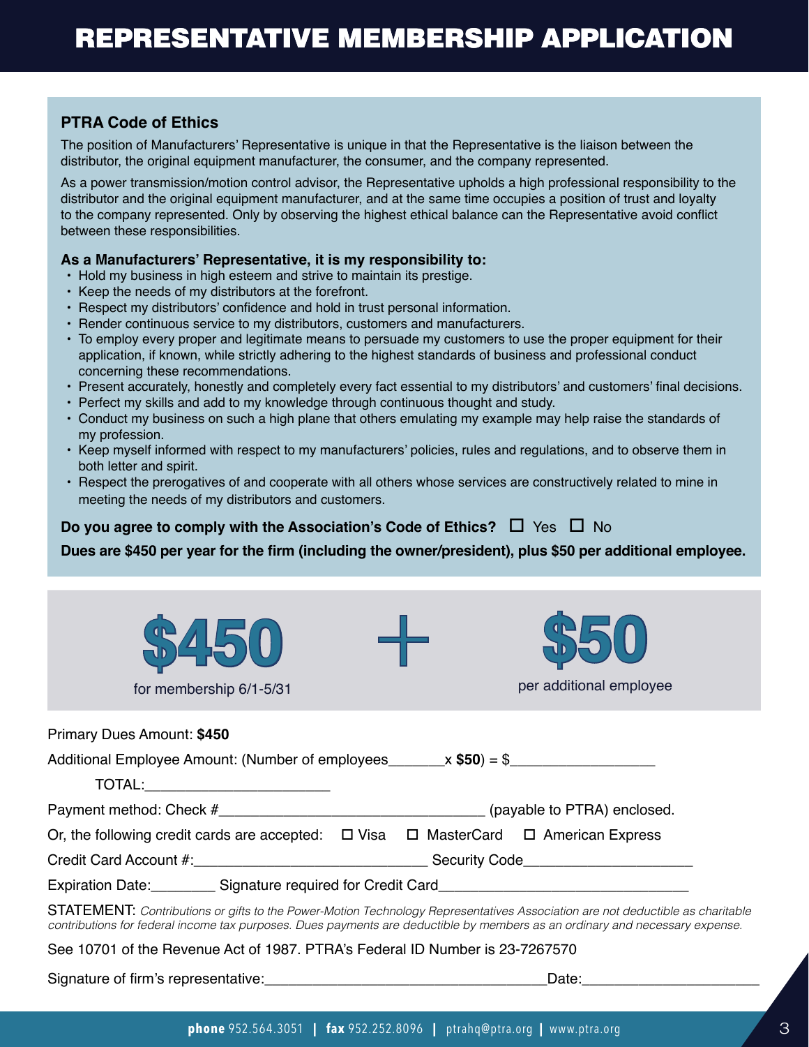# REPRESENTATIVE MEMBERSHIP APPLICATION

## PTRA Code of Ethics

The position of Manufacturers' Representative is unique in that the Representative is the liaison between the distributor, the original equipment manufacturer, the consumer, and the company represented.

As a power transmission/motion control advisor, the Representative upholds a high professional responsibility to the distributor and the original equipment manufacturer, and at the same time occupies a position of trust and loyalty to the company represented. Only by observing the highest ethical balance can the Representative avoid conflict between these responsibilities.

**As a Manufacturers' Representative, it is my responsibility to:**

- Hold my business in high esteem and strive to maintain its prestige.
- Keep the needs of my distributors at the forefront.
- Respect my distributors' confidence and hold in trust personal information.
- Render continuous service to my distributors, customers and manufacturers.
- To employ every proper and legitimate means to persuade my customers to use the proper equipment for their application, if known, while strictly adhering to the highest standards of business and professional conduct concerning these recommendations.
- Present accurately, honestly and completely every fact essential to my distributors' and customers' final decisions.
- Perfect my skills and add to my knowledge through continuous thought and study.
- Conduct my business on such a high plane that others emulating my example may help raise the standards of my profession.
- Keep myself informed with respect to my manufacturers' policies, rules and regulations, and to observe them in both letter and spirit.
- Respect the prerogatives of and cooperate with all others whose services are constructively related to mine in meeting the needs of my distributors and customers.

**Do you agree to comply with the Association's Code of Ethics?** ☐ Yes ☐ No

**Dues are $450 per year for the firm (including the owner/president), plus $50 per additional employee.**

**$450** for membership 6/1-5/31 + **$50** per additional employee

Primary Dues Amount: **$450**

Additional Employee Amount: (Number of employees_______x **$50**) = $__________________

TOTAL:_______________________

Payment method: Check #_________________________________ (payable to PTRA) enclosed.

Or, the following credit cards are accepted: ☐ Visa ☐ MasterCard ☐ American Express

Credit Card Account #:_____________________________ Security Code_____________________

Expiration Date:________ Signature required for Credit Card_______________________________

STATEMENT: *Contributions or gifts to the Power-Motion Technology Representatives Association are not deductible as charitable contributions for federal income tax purposes. Dues payments are deductible by members as an ordinary and necessary expense.*

See 10701 of the Revenue Act of 1987. PTRA's Federal ID Number is 23-7267570

Signature of firm's representative:___________________________________Date:_____________________

**phone** 952.564.3051 | **fax** 952.252.8096 | ptrahq@ptra.org | www.ptra.org